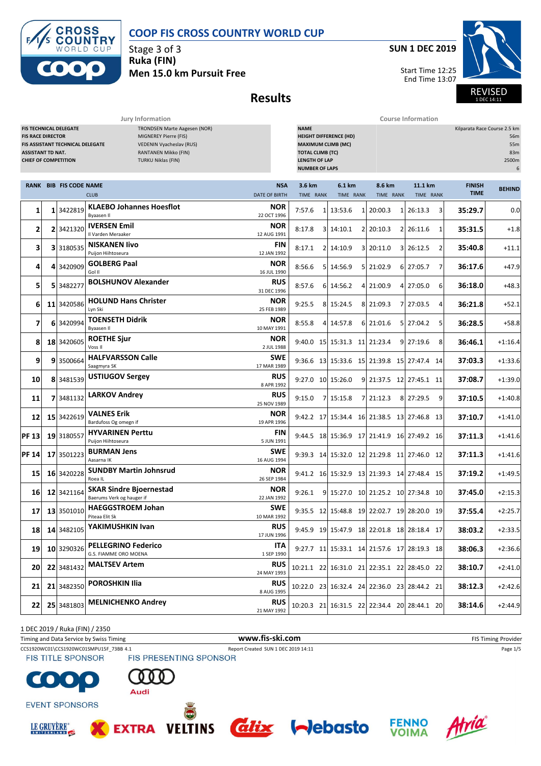# COOP FIS CROSS COUNTRY WORLD CUP

Stage 3 of 3
**Ruka (FIN)**
**Men 15.0 km Pursuit Free**

**SUN 1 DEC 2019**

Start Time 12:25
End Time 13:07

REVISED
1 DEC 14:11

## Results

### Jury Information

| | |
|---|---|
| FIS TECHNICAL DELEGATE | TRONDSEN Marte Aagesen (NOR) |
| FIS RACE DIRECTOR | MIGNEREY Pierre (FIS) |
| FIS ASSISTANT TECHNICAL DELEGATE | VEDENIN Vyacheslav (RUS) |
| ASSISTANT TD NAT. | RANTANEN Mikko (FIN) |
| CHIEF OF COMPETITION | TURKU Niklas (FIN) |

### Course Information

| | |
|---|---|
| NAME | Kilparata Race Course 2.5 km |
| HEIGHT DIFFERENCE (HD) | 56m |
| MAXIMUM CLIMB (MC) | 55m |
| TOTAL CLIMB (TC) | 83m |
| LENGTH OF LAP | 2500m |
| NUMBER OF LAPS | 6 |

| RANK | BIB | FIS CODE | NAME / CLUB | NSA / DATE OF BIRTH | 3.6 km TIME | 3.6 km RANK | 6.1 km TIME | 6.1 km RANK | 8.6 km TIME | 8.6 km RANK | 11.1 km TIME | 11.1 km RANK | FINISH TIME | BEHIND |
|---|---|---|---|---|---|---|---|---|---|---|---|---|---|---|
| 1 | 1 | 3422819 | **KLAEBO Johannes Hoesflot** Byaasen Il | NOR 22 OCT 1996 | 7:57.6 | 1 | 13:53.6 | 1 | 20:00.3 | 1 | 26:13.3 | 3 | 35:29.7 | 0.0 |
| 2 | 2 | 3421320 | **IVERSEN Emil** Il Varden Meraaker | NOR 12 AUG 1991 | 8:17.8 | 3 | 14:10.1 | 2 | 20:10.3 | 2 | 26:11.6 | 1 | 35:31.5 | +1.8 |
| 3 | 3 | 3180535 | **NISKANEN Iivo** Puijon Hiihtoseura | FIN 12 JAN 1992 | 8:17.1 | 2 | 14:10.9 | 3 | 20:11.0 | 3 | 26:12.5 | 2 | 35:40.8 | +11.1 |
| 4 | 4 | 3420909 | **GOLBERG Paal** Gol Il | NOR 16 JUL 1990 | 8:56.6 | 5 | 14:56.9 | 5 | 21:02.9 | 6 | 27:05.7 | 7 | 36:17.6 | +47.9 |
| 5 | 5 | 3482277 | **BOLSHUNOV Alexander** | RUS 31 DEC 1996 | 8:57.6 | 6 | 14:56.2 | 4 | 21:00.9 | 4 | 27:05.0 | 6 | 36:18.0 | +48.3 |
| 6 | 11 | 3420586 | **HOLUND Hans Christer** Lyn Ski | NOR 25 FEB 1989 | 9:25.5 | 8 | 15:24.5 | 8 | 21:09.3 | 7 | 27:03.5 | 4 | 36:21.8 | +52.1 |
| 7 | 6 | 3420994 | **TOENSETH Didrik** Byaasen Il | NOR 10 MAY 1991 | 8:55.8 | 4 | 14:57.8 | 6 | 21:01.6 | 5 | 27:04.2 | 5 | 36:28.5 | +58.8 |
| 8 | 18 | 3420605 | **ROETHE Sjur** Voss Il | NOR 2 JUL 1988 | 9:40.0 | 15 | 15:31.3 | 11 | 21:23.4 | 9 | 27:19.6 | 8 | 36:46.1 | +1:16.4 |
| 9 | 9 | 3500664 | **HALFVARSSON Calle** Saagmyra SK | SWE 17 MAR 1989 | 9:36.6 | 13 | 15:33.6 | 15 | 21:39.8 | 15 | 27:47.4 | 14 | 37:03.3 | +1:33.6 |
| 10 | 8 | 3481539 | **USTIUGOV Sergey** | RUS 8 APR 1992 | 9:27.0 | 10 | 15:26.0 | 9 | 21:37.5 | 12 | 27:45.1 | 11 | 37:08.7 | +1:39.0 |
| 11 | 7 | 3481132 | **LARKOV Andrey** | RUS 25 NOV 1989 | 9:15.0 | 7 | 15:15.8 | 7 | 21:12.3 | 8 | 27:29.5 | 9 | 37:10.5 | +1:40.8 |
| 12 | 15 | 3422619 | **VALNES Erik** Bardufoss Og omegn if | NOR 19 APR 1996 | 9:42.2 | 17 | 15:34.4 | 16 | 21:38.5 | 13 | 27:46.8 | 13 | 37:10.7 | +1:41.0 |
| PF 13 | 19 | 3180557 | **HYVARINEN Perttu** Puijon Hiihtoseura | FIN 5 JUN 1991 | 9:44.5 | 18 | 15:36.9 | 17 | 21:41.9 | 16 | 27:49.2 | 16 | 37:11.3 | +1:41.6 |
| PF 14 | 17 | 3501223 | **BURMAN Jens** Aasarna IK | SWE 16 AUG 1994 | 9:39.3 | 14 | 15:32.0 | 12 | 21:29.8 | 11 | 27:46.0 | 12 | 37:11.3 | +1:41.6 |
| 15 | 16 | 3420228 | **SUNDBY Martin Johnsrud** Roea IL | NOR 26 SEP 1984 | 9:41.2 | 16 | 15:32.9 | 13 | 21:39.3 | 14 | 27:48.4 | 15 | 37:19.2 | +1:49.5 |
| 16 | 12 | 3421164 | **SKAR Sindre Bjoernestad** Baerums Verk og hauger if | NOR 22 JAN 1992 | 9:26.1 | 9 | 15:27.0 | 10 | 21:25.2 | 10 | 27:34.8 | 10 | 37:45.0 | +2:15.3 |
| 17 | 13 | 3501010 | **HAEGGSTROEM Johan** Piteaa Elit Sk | SWE 10 MAR 1992 | 9:35.5 | 12 | 15:48.8 | 19 | 22:02.7 | 19 | 28:20.0 | 19 | 37:55.4 | +2:25.7 |
| 18 | 14 | 3482105 | **YAKIMUSHKIN Ivan** | RUS 17 JUN 1996 | 9:45.9 | 19 | 15:47.9 | 18 | 22:01.8 | 18 | 28:18.4 | 17 | 38:03.2 | +2:33.5 |
| 19 | 10 | 3290326 | **PELLEGRINO Federico** G.S. FIAMME ORO MOENA | ITA 1 SEP 1990 | 9:27.7 | 11 | 15:33.1 | 14 | 21:57.6 | 17 | 28:19.3 | 18 | 38:06.3 | +2:36.6 |
| 20 | 22 | 3481432 | **MALTSEV Artem** | RUS 24 MAY 1993 | 10:21.1 | 22 | 16:31.0 | 21 | 22:35.1 | 22 | 28:45.0 | 22 | 38:10.7 | +2:41.0 |
| 21 | 21 | 3482350 | **POROSHKIN Ilia** | RUS 8 AUG 1995 | 10:22.0 | 23 | 16:32.4 | 24 | 22:36.0 | 23 | 28:44.2 | 21 | 38:12.3 | +2:42.6 |
| 22 | 25 | 3481803 | **MELNICHENKO Andrey** | RUS 21 MAY 1992 | 10:20.3 | 21 | 16:31.5 | 22 | 22:34.4 | 20 | 28:44.1 | 20 | 38:14.6 | +2:44.9 |

1 DEC 2019 / Ruka (FIN) / 2350

Timing and Data Service by Swiss Timing — www.fis-ski.com — FIS Timing Provider

CCS1920WC01\CCS1920WC01SMPU15F_73BB 4.1 — Report Created SUN 1 DEC 2019 14:11

FIS TITLE SPONSOR — FIS PRESENTING SPONSOR

EVENT SPONSORS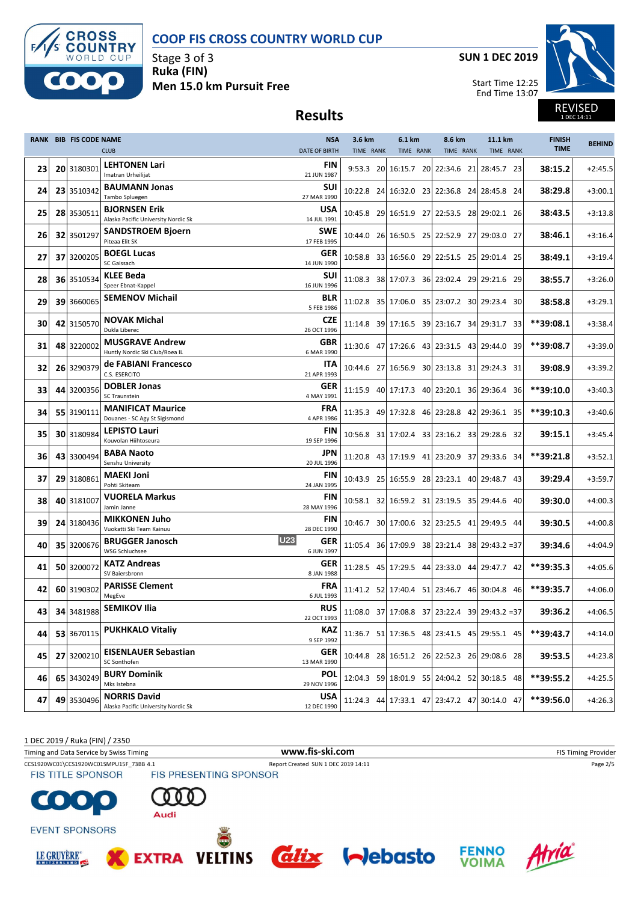# COOP FIS CROSS COUNTRY WORLD CUP

Stage 3 of 3
**Ruka (FIN)**
**Men 15.0 km Pursuit Free**

**SUN 1 DEC 2019**

Start Time 12:25
End Time 13:07

REVISED 1 DEC 14:11

## Results

| RANK | BIB | FIS CODE | NAME / CLUB | NSA / DATE OF BIRTH | 3.6 km TIME | RANK | 6.1 km TIME | RANK | 8.6 km TIME | RANK | 11.1 km TIME | RANK | FINISH TIME | BEHIND |
|---|---|---|---|---|---|---|---|---|---|---|---|---|---|---|
| 23 | 20 | 3180301 | **LEHTONEN Lari** Imatran Urheilijat | FIN 21 JUN 1987 | 9:53.3 | 20 | 16:15.7 | 20 | 22:34.6 | 21 | 28:45.7 | 23 | **38:15.2** | +2:45.5 |
| 24 | 23 | 3510342 | **BAUMANN Jonas** Tambo Spluegen | SUI 27 MAR 1990 | 10:22.8 | 24 | 16:32.0 | 23 | 22:36.8 | 24 | 28:45.8 | 24 | **38:29.8** | +3:00.1 |
| 25 | 28 | 3530511 | **BJORNSEN Erik** Alaska Pacific University Nordic Sk | USA 14 JUL 1991 | 10:45.8 | 29 | 16:51.9 | 27 | 22:53.5 | 28 | 29:02.1 | 26 | **38:43.5** | +3:13.8 |
| 26 | 32 | 3501297 | **SANDSTROEM Bjoern** Piteaa Elit SK | SWE 17 FEB 1995 | 10:44.0 | 26 | 16:50.5 | 25 | 22:52.9 | 27 | 29:03.0 | 27 | **38:46.1** | +3:16.4 |
| 27 | 37 | 3200205 | **BOEGL Lucas** SC Gaissach | GER 14 JUN 1990 | 10:58.8 | 33 | 16:56.0 | 29 | 22:51.5 | 25 | 29:01.4 | 25 | **38:49.1** | +3:19.4 |
| 28 | 36 | 3510534 | **KLEE Beda** Speer Ebnat-Kappel | SUI 16 JUN 1996 | 11:08.3 | 38 | 17:07.3 | 36 | 23:02.4 | 29 | 29:21.6 | 29 | **38:55.7** | +3:26.0 |
| 29 | 39 | 3660065 | **SEMENOV Michail** | BLR 5 FEB 1986 | 11:02.8 | 35 | 17:06.0 | 35 | 23:07.2 | 30 | 29:23.4 | 30 | **38:58.8** | +3:29.1 |
| 30 | 42 | 3150570 | **NOVAK Michal** Dukla Liberec | CZE 26 OCT 1996 | 11:14.8 | 39 | 17:16.5 | 39 | 23:16.7 | 34 | 29:31.7 | 33 | **\*\*39:08.1** | +3:38.4 |
| 31 | 48 | 3220002 | **MUSGRAVE Andrew** Huntly Nordic Ski Club/Roea IL | GBR 6 MAR 1990 | 11:30.6 | 47 | 17:26.6 | 43 | 23:31.5 | 43 | 29:44.0 | 39 | **\*\*39:08.7** | +3:39.0 |
| 32 | 26 | 3290379 | **de FABIANI Francesco** C.S. ESERCITO | ITA 21 APR 1993 | 10:44.6 | 27 | 16:56.9 | 30 | 23:13.8 | 31 | 29:24.3 | 31 | **39:08.9** | +3:39.2 |
| 33 | 44 | 3200356 | **DOBLER Jonas** SC Traunstein | GER 4 MAY 1991 | 11:15.9 | 40 | 17:17.3 | 40 | 23:20.1 | 36 | 29:36.4 | 36 | **\*\*39:10.0** | +3:40.3 |
| 34 | 55 | 3190111 | **MANIFICAT Maurice** Douanes - SC Agy St Sigismond | FRA 4 APR 1986 | 11:35.3 | 49 | 17:32.8 | 46 | 23:28.8 | 42 | 29:36.1 | 35 | **\*\*39:10.3** | +3:40.6 |
| 35 | 30 | 3180984 | **LEPISTO Lauri** Kouvolan Hiihtoseura | FIN 19 SEP 1996 | 10:56.8 | 31 | 17:02.4 | 33 | 23:16.2 | 33 | 29:28.6 | 32 | **39:15.1** | +3:45.4 |
| 36 | 43 | 3300494 | **BABA Naoto** Senshu University | JPN 20 JUL 1996 | 11:20.8 | 43 | 17:19.9 | 41 | 23:20.9 | 37 | 29:33.6 | 34 | **\*\*39:21.8** | +3:52.1 |
| 37 | 29 | 3180861 | **MAEKI Joni** Pohti Skiteam | FIN 24 JAN 1995 | 10:43.9 | 25 | 16:55.9 | 28 | 23:23.1 | 40 | 29:48.7 | 43 | **39:29.4** | +3:59.7 |
| 38 | 40 | 3181007 | **VUORELA Markus** Jamin Janne | FIN 28 MAY 1996 | 10:58.1 | 32 | 16:59.2 | 31 | 23:19.5 | 35 | 29:44.6 | 40 | **39:30.0** | +4:00.3 |
| 39 | 24 | 3180436 | **MIKKONEN Juho** Vuokatti Ski Team Kainuu | FIN 28 DEC 1990 | 10:46.7 | 30 | 17:00.6 | 32 | 23:25.5 | 41 | 29:49.5 | 44 | **39:30.5** | +4:00.8 |
| 40 | 35 | 3200676 | **BRUGGER Janosch** (U23) WSG Schluchsee | GER 6 JUN 1997 | 11:05.4 | 36 | 17:09.9 | 38 | 23:21.4 | 38 | 29:43.2 | =37 | **39:34.6** | +4:04.9 |
| 41 | 50 | 3200072 | **KATZ Andreas** SV Baiersbronn | GER 8 JAN 1988 | 11:28.5 | 45 | 17:29.5 | 44 | 23:33.0 | 44 | 29:47.7 | 42 | **\*\*39:35.3** | +4:05.6 |
| 42 | 60 | 3190302 | **PARISSE Clement** MegEve | FRA 6 JUL 1993 | 11:41.2 | 52 | 17:40.4 | 51 | 23:46.7 | 46 | 30:04.8 | 46 | **\*\*39:35.7** | +4:06.0 |
| 43 | 34 | 3481988 | **SEMIKOV Ilia** | RUS 22 OCT 1993 | 11:08.0 | 37 | 17:08.8 | 37 | 23:22.4 | 39 | 29:43.2 | =37 | **39:36.2** | +4:06.5 |
| 44 | 53 | 3670115 | **PUKHKALO Vitaliy** | KAZ 9 SEP 1992 | 11:36.7 | 51 | 17:36.5 | 48 | 23:41.5 | 45 | 29:55.1 | 45 | **\*\*39:43.7** | +4:14.0 |
| 45 | 27 | 3200210 | **EISENLAUER Sebastian** SC Sonthofen | GER 13 MAR 1990 | 10:44.8 | 28 | 16:51.2 | 26 | 22:52.3 | 26 | 29:08.6 | 28 | **39:53.5** | +4:23.8 |
| 46 | 65 | 3430249 | **BURY Dominik** Mks Istebna | POL 29 NOV 1996 | 12:04.3 | 59 | 18:01.9 | 55 | 24:04.2 | 52 | 30:18.5 | 48 | **\*\*39:55.2** | +4:25.5 |
| 47 | 49 | 3530496 | **NORRIS David** Alaska Pacific University Nordic Sk | USA 12 DEC 1990 | 11:24.3 | 44 | 17:33.1 | 47 | 23:47.2 | 47 | 30:14.0 | 47 | **\*\*39:56.0** | +4:26.3 |

1 DEC 2019 / Ruka (FIN) / 2350

Timing and Data Service by Swiss Timing — www.fis-ski.com — FIS Timing Provider

CCS1920WC01\CCS1920WC01SMPU15F_73BB 4.1 — Report Created SUN 1 DEC 2019 14:11

FIS TITLE SPONSOR: COOP — FIS PRESENTING SPONSOR: Audi

EVENT SPONSORS: LE GRUYÈRE, EXTRA, VELTINS, Alix, Webasto, FENNOVOIMA, Atria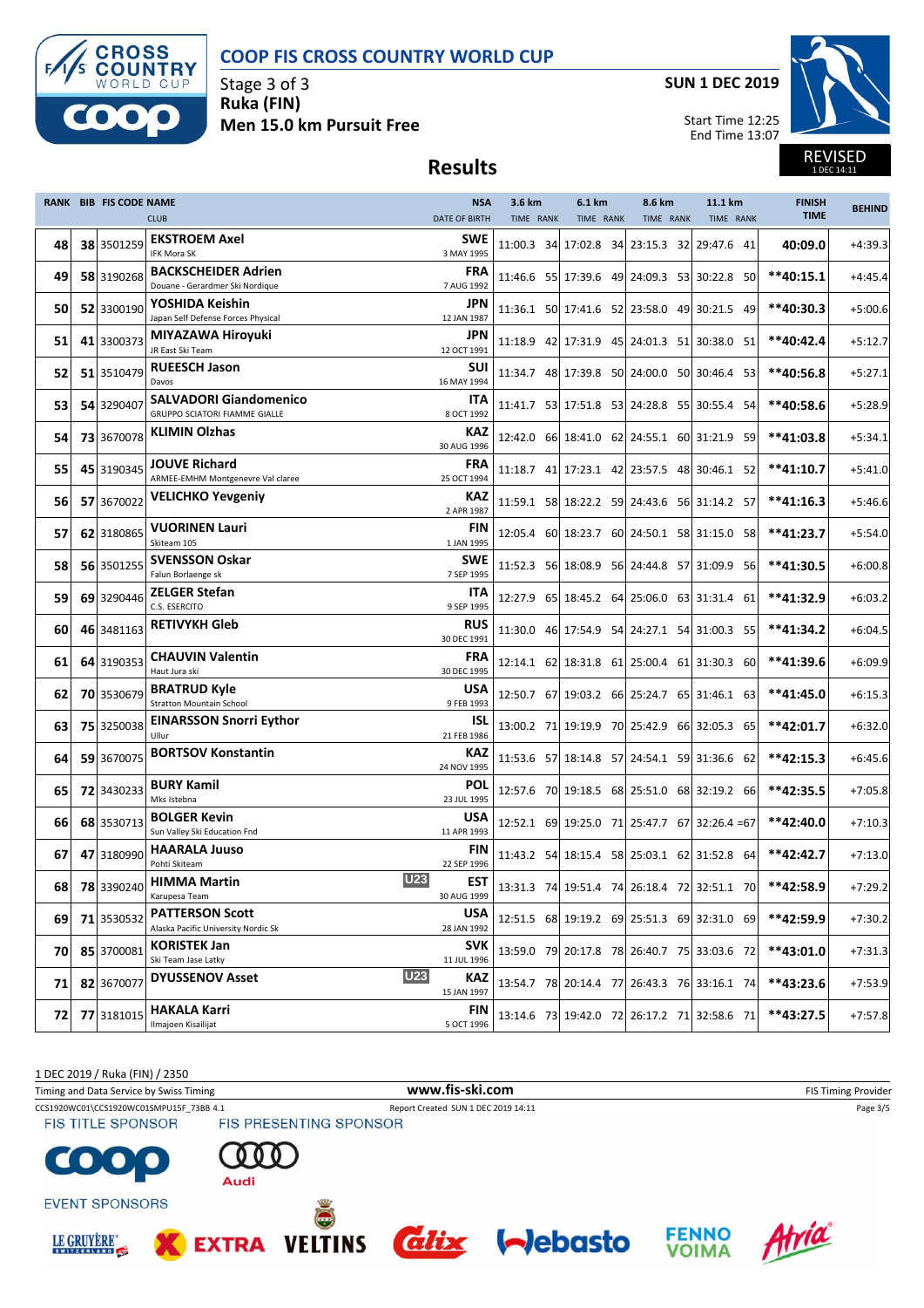# COOP FIS CROSS COUNTRY WORLD CUP

Stage 3 of 3
**Ruka (FIN)**
**Men 15.0 km Pursuit Free**

**SUN 1 DEC 2019**

Start Time 12:25
End Time 13:07

REVISED
1 DEC 14:11

## Results

| RANK | BIB | FIS CODE | NAME / CLUB | NSA / DATE OF BIRTH | 3.6 km TIME | RANK | 6.1 km TIME | RANK | 8.6 km TIME | RANK | 11.1 km TIME | RANK | FINISH TIME | BEHIND |
|---|---|---|---|---|---|---|---|---|---|---|---|---|---|---|
| 48 | 38 | 3501259 | **EKSTROEM Axel** IFK Mora SK | SWE 3 MAY 1995 | 11:00.3 | 34 | 17:02.8 | 34 | 23:15.3 | 32 | 29:47.6 | 41 | **40:09.0** | +4:39.3 |
| 49 | 58 | 3190268 | **BACKSCHEIDER Adrien** Douane - Gerardmer Ski Nordique | FRA 7 AUG 1992 | 11:46.6 | 55 | 17:39.6 | 49 | 24:09.3 | 53 | 30:22.8 | 50 | **\*\*40:15.1** | +4:45.4 |
| 50 | 52 | 3300190 | **YOSHIDA Keishin** Japan Self Defense Forces Physical | JPN 12 JAN 1987 | 11:36.1 | 50 | 17:41.6 | 52 | 23:58.0 | 49 | 30:21.5 | 49 | **\*\*40:30.3** | +5:00.6 |
| 51 | 41 | 3300373 | **MIYAZAWA Hiroyuki** JR East Ski Team | JPN 12 OCT 1991 | 11:18.9 | 42 | 17:31.9 | 45 | 24:01.3 | 51 | 30:38.0 | 51 | **\*\*40:42.4** | +5:12.7 |
| 52 | 51 | 3510479 | **RUEESCH Jason** Davos | SUI 16 MAY 1994 | 11:34.7 | 48 | 17:39.8 | 50 | 24:00.0 | 50 | 30:46.4 | 53 | **\*\*40:56.8** | +5:27.1 |
| 53 | 54 | 3290407 | **SALVADORI Giandomenico** GRUPPO SCIATORI FIAMME GIALLE | ITA 8 OCT 1992 | 11:41.7 | 53 | 17:51.8 | 53 | 24:28.8 | 55 | 30:55.4 | 54 | **\*\*40:58.6** | +5:28.9 |
| 54 | 73 | 3670078 | **KLIMIN Olzhas** | KAZ 30 AUG 1996 | 12:42.0 | 66 | 18:41.0 | 62 | 24:55.1 | 60 | 31:21.9 | 59 | **\*\*41:03.8** | +5:34.1 |
| 55 | 45 | 3190345 | **JOUVE Richard** ARMEE-EMHM Montgenevre Val claree | FRA 25 OCT 1994 | 11:18.7 | 41 | 17:23.1 | 42 | 23:57.5 | 48 | 30:46.1 | 52 | **\*\*41:10.7** | +5:41.0 |
| 56 | 57 | 3670022 | **VELICHKO Yevgeniy** | KAZ 2 APR 1987 | 11:59.1 | 58 | 18:22.2 | 59 | 24:43.6 | 56 | 31:14.2 | 57 | **\*\*41:16.3** | +5:46.6 |
| 57 | 62 | 3180865 | **VUORINEN Lauri** Skiteam 105 | FIN 1 JAN 1995 | 12:05.4 | 60 | 18:23.7 | 60 | 24:50.1 | 58 | 31:15.0 | 58 | **\*\*41:23.7** | +5:54.0 |
| 58 | 56 | 3501255 | **SVENSSON Oskar** Falun Borlaenge sk | SWE 7 SEP 1995 | 11:52.3 | 56 | 18:08.9 | 56 | 24:44.8 | 57 | 31:09.9 | 56 | **\*\*41:30.5** | +6:00.8 |
| 59 | 69 | 3290446 | **ZELGER Stefan** C.S. ESERCITO | ITA 9 SEP 1995 | 12:27.9 | 65 | 18:45.2 | 64 | 25:06.0 | 63 | 31:31.4 | 61 | **\*\*41:32.9** | +6:03.2 |
| 60 | 46 | 3481163 | **RETIVYKH Gleb** | RUS 30 DEC 1991 | 11:30.0 | 46 | 17:54.9 | 54 | 24:27.1 | 54 | 31:00.3 | 55 | **\*\*41:34.2** | +6:04.5 |
| 61 | 64 | 3190353 | **CHAUVIN Valentin** Haut Jura ski | FRA 30 DEC 1995 | 12:14.1 | 62 | 18:31.8 | 61 | 25:00.4 | 61 | 31:30.3 | 60 | **\*\*41:39.6** | +6:09.9 |
| 62 | 70 | 3530679 | **BRATRUD Kyle** Stratton Mountain School | USA 9 FEB 1993 | 12:50.7 | 67 | 19:03.2 | 66 | 25:24.7 | 65 | 31:46.1 | 63 | **\*\*41:45.0** | +6:15.3 |
| 63 | 75 | 3250038 | **EINARSSON Snorri Eythor** Ullur | ISL 21 FEB 1986 | 13:00.2 | 71 | 19:19.9 | 70 | 25:42.9 | 66 | 32:05.3 | 65 | **\*\*42:01.7** | +6:32.0 |
| 64 | 59 | 3670075 | **BORTSOV Konstantin** | KAZ 24 NOV 1995 | 11:53.6 | 57 | 18:14.8 | 57 | 24:54.1 | 59 | 31:36.6 | 62 | **\*\*42:15.3** | +6:45.6 |
| 65 | 72 | 3430233 | **BURY Kamil** Mks Istebna | POL 23 JUL 1995 | 12:57.6 | 70 | 19:18.5 | 68 | 25:51.0 | 68 | 32:19.2 | 66 | **\*\*42:35.5** | +7:05.8 |
| 66 | 68 | 3530713 | **BOLGER Kevin** Sun Valley Ski Education Fnd | USA 11 APR 1993 | 12:52.1 | 69 | 19:25.0 | 71 | 25:47.7 | 67 | 32:26.4 | =67 | **\*\*42:40.0** | +7:10.3 |
| 67 | 47 | 3180990 | **HAARALA Juuso** Pohti Skiteam | FIN 22 SEP 1996 | 11:43.2 | 54 | 18:15.4 | 58 | 25:03.1 | 62 | 31:52.8 | 64 | **\*\*42:42.7** | +7:13.0 |
| 68 | 78 | 3390240 | **HIMMA Martin** U23 Karupesa Team | EST 30 AUG 1999 | 13:31.3 | 74 | 19:51.4 | 74 | 26:18.4 | 72 | 32:51.1 | 70 | **\*\*42:58.9** | +7:29.2 |
| 69 | 71 | 3530532 | **PATTERSON Scott** Alaska Pacific University Nordic Sk | USA 28 JAN 1992 | 12:51.5 | 68 | 19:19.2 | 69 | 25:51.3 | 69 | 32:31.0 | 69 | **\*\*42:59.9** | +7:30.2 |
| 70 | 85 | 3700081 | **KORISTEK Jan** Ski Team Jase Latky | SVK 11 JUL 1996 | 13:59.0 | 79 | 20:17.8 | 78 | 26:40.7 | 75 | 33:03.6 | 72 | **\*\*43:01.0** | +7:31.3 |
| 71 | 82 | 3670077 | **DYUSSENOV Asset** U23 | KAZ 15 JAN 1997 | 13:54.7 | 78 | 20:14.4 | 77 | 26:43.3 | 76 | 33:16.1 | 74 | **\*\*43:23.6** | +7:53.9 |
| 72 | 77 | 3181015 | **HAKALA Karri** Ilmajoen Kisailijat | FIN 5 OCT 1996 | 13:14.6 | 73 | 19:42.0 | 72 | 26:17.2 | 71 | 32:58.6 | 71 | **\*\*43:27.5** | +7:57.8 |

1 DEC 2019 / Ruka (FIN) / 2350

Timing and Data Service by Swiss Timing — www.fis-ski.com — FIS Timing Provider

CCS1920WC01\CCS1920WC01SMPU15F_73BB 4.1 — Report Created SUN 1 DEC 2019 14:11

FIS TITLE SPONSOR — FIS PRESENTING SPONSOR — EVENT SPONSORS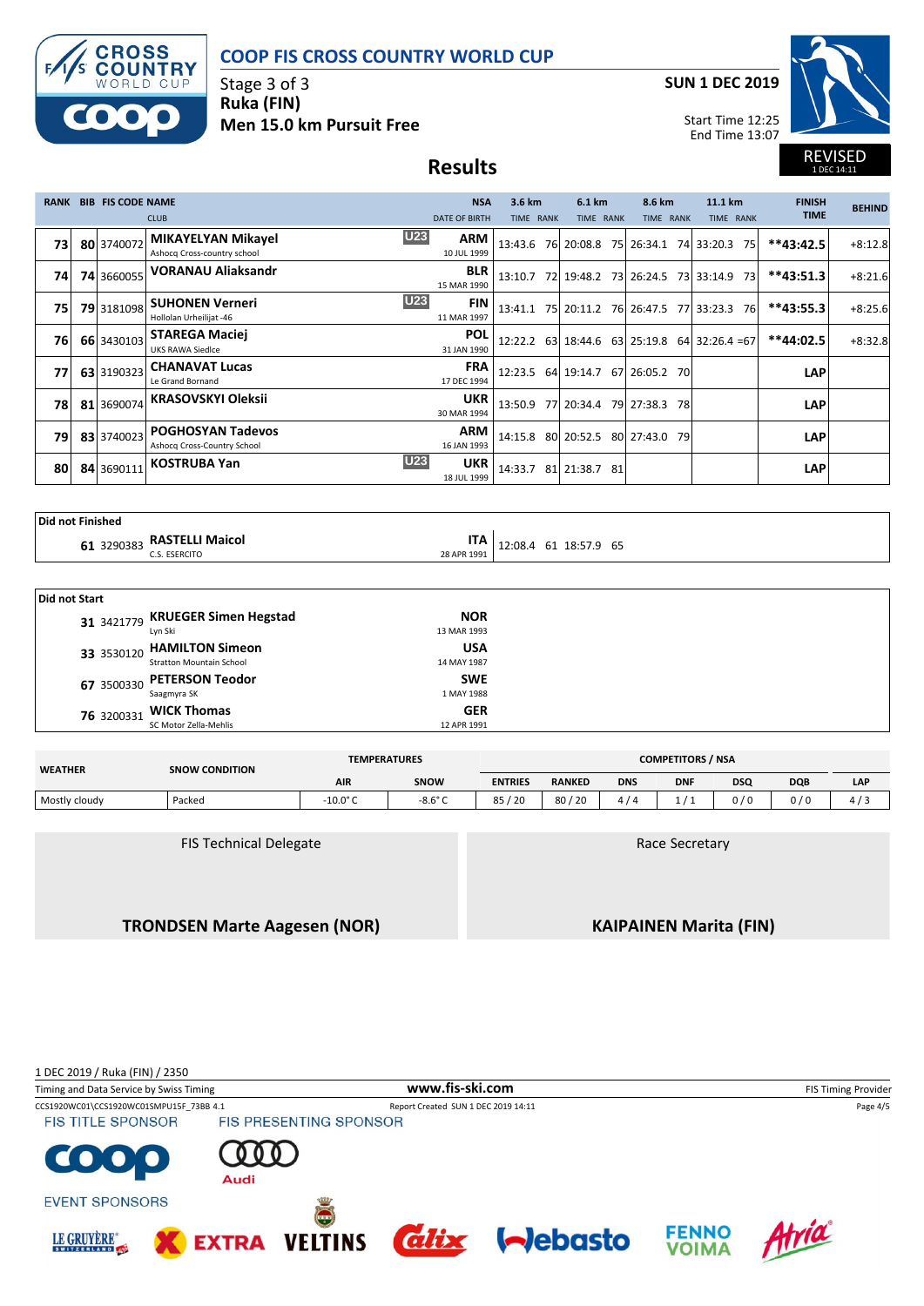# COOP FIS CROSS COUNTRY WORLD CUP

Stage 3 of 3
**Ruka (FIN)**
**Men 15.0 km Pursuit Free**

**SUN 1 DEC 2019**

Start Time 12:25
End Time 13:07

REVISED 1 DEC 14:11

## Results

| RANK | BIB | FIS CODE | NAME / CLUB | | NSA / DATE OF BIRTH | 3.6 km TIME | RANK | 6.1 km TIME | RANK | 8.6 km TIME | RANK | 11.1 km TIME | RANK | FINISH TIME | BEHIND |
|---|---|---|---|---|---|---|---|---|---|---|---|---|---|---|---|
| 73 | 80 | 3740072 | **MIKAYELYAN Mikayel** Ashocq Cross-country school | U23 | ARM 10 JUL 1999 | 13:43.6 | 76 | 20:08.8 | 75 | 26:34.1 | 74 | 33:20.3 | 75 | **43:42.5 | +8:12.8 |
| 74 | 74 | 3660055 | **VORANAU Aliaksandr** | | BLR 15 MAR 1990 | 13:10.7 | 72 | 19:48.2 | 73 | 26:24.5 | 73 | 33:14.9 | 73 | **43:51.3 | +8:21.6 |
| 75 | 79 | 3181098 | **SUHONEN Verneri** Hollolan Urheilijat -46 | U23 | FIN 11 MAR 1997 | 13:41.1 | 75 | 20:11.2 | 76 | 26:47.5 | 77 | 33:23.3 | 76 | **43:55.3 | +8:25.6 |
| 76 | 66 | 3430103 | **STAREGA Maciej** UKS RAWA Siedlce | | POL 31 JAN 1990 | 12:22.2 | 63 | 18:44.6 | 63 | 25:19.8 | 64 | 32:26.4 | =67 | **44:02.5 | +8:32.8 |
| 77 | 63 | 3190323 | **CHANAVAT Lucas** Le Grand Bornand | | FRA 17 DEC 1994 | 12:23.5 | 64 | 19:14.7 | 67 | 26:05.2 | 70 | | | LAP | |
| 78 | 81 | 3690074 | **KRASOVSKYI Oleksii** | | UKR 30 MAR 1994 | 13:50.9 | 77 | 20:34.4 | 79 | 27:38.3 | 78 | | | LAP | |
| 79 | 83 | 3740023 | **POGHOSYAN Tadevos** Ashocq Cross-Country School | | ARM 16 JAN 1993 | 14:15.8 | 80 | 20:52.5 | 80 | 27:43.0 | 79 | | | LAP | |
| 80 | 84 | 3690111 | **KOSTRUBA Yan** | U23 | UKR 18 JUL 1999 | 14:33.7 | 81 | 21:38.7 | 81 | | | | | LAP | |

**Did not Finished**

| BIB | FIS CODE | NAME / CLUB | NSA / DATE OF BIRTH | 3.6 km TIME | RANK | 6.1 km TIME | RANK |
|---|---|---|---|---|---|---|---|
| 61 | 3290383 | **RASTELLI Maicol** C.S. ESERCITO | ITA 28 APR 1991 | 12:08.4 | 61 | 18:57.9 | 65 |

**Did not Start**

| BIB | FIS CODE | NAME / CLUB | NSA / DATE OF BIRTH |
|---|---|---|---|
| 31 | 3421779 | **KRUEGER Simen Hegstad** Lyn Ski | NOR 13 MAR 1993 |
| 33 | 3530120 | **HAMILTON Simeon** Stratton Mountain School | USA 14 MAY 1987 |
| 67 | 3500330 | **PETERSON Teodor** Saagmyra SK | SWE 1 MAY 1988 |
| 76 | 3200331 | **WICK Thomas** SC Motor Zella-Mehlis | GER 12 APR 1991 |

| WEATHER | SNOW CONDITION | TEMPERATURES | | COMPETITORS / NSA | | | | | | |
|---|---|---|---|---|---|---|---|---|---|---|
| | | AIR | SNOW | ENTRIES | RANKED | DNS | DNF | DSQ | DQB | LAP |
| Mostly cloudy | Packed | -10.0° C | -8.6° C | 85 / 20 | 80 / 20 | 4 / 4 | 1 / 1 | 0 / 0 | 0 / 0 | 4 / 3 |

| FIS Technical Delegate | Race Secretary |
|---|---|
| **TRONDSEN Marte Aagesen (NOR)** | **KAIPAINEN Marita (FIN)** |

1 DEC 2019 / Ruka (FIN) / 2350

Timing and Data Service by Swiss Timing — www.fis-ski.com — FIS Timing Provider

CCS1920WC01\CCS1920WC01SMPU15F_73BB 4.1 — Report Created SUN 1 DEC 2019 14:11

FIS TITLE SPONSOR — FIS PRESENTING SPONSOR

EVENT SPONSORS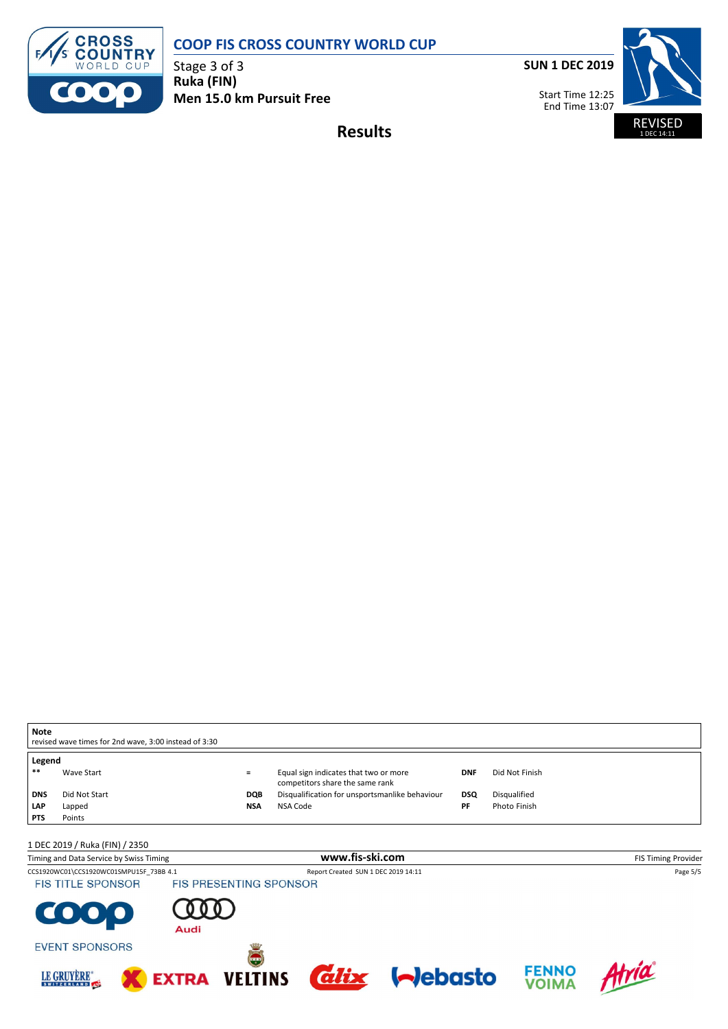# COOP FIS CROSS COUNTRY WORLD CUP

Stage 3 of 3
**Ruka (FIN)**
**Men 15.0 km Pursuit Free**

**SUN 1 DEC 2019**

Start Time 12:25
End Time 13:07

REVISED
1 DEC 14:11

## Results

**Note**
revised wave times for 2nd wave, 3:00 instead of 3:30

**Legend**

| | | | | | |
|---|---|---|---|---|---|
| ** | Wave Start | = | Equal sign indicates that two or more competitors share the same rank | DNF | Did Not Finish |
| DNS | Did Not Start | DQB | Disqualification for unsportsmanlike behaviour | DSQ | Disqualified |
| LAP | Lapped | NSA | NSA Code | PF | Photo Finish |
| PTS | Points | | | | |

1 DEC 2019 / Ruka (FIN) / 2350

Timing and Data Service by Swiss Timing — www.fis-ski.com — FIS Timing Provider

CCS1920WC01\CCS1920WC01SMPU15F_73BB 4.1 — Report Created SUN 1 DEC 2019 14:11

FIS TITLE SPONSOR — FIS PRESENTING SPONSOR

EVENT SPONSORS